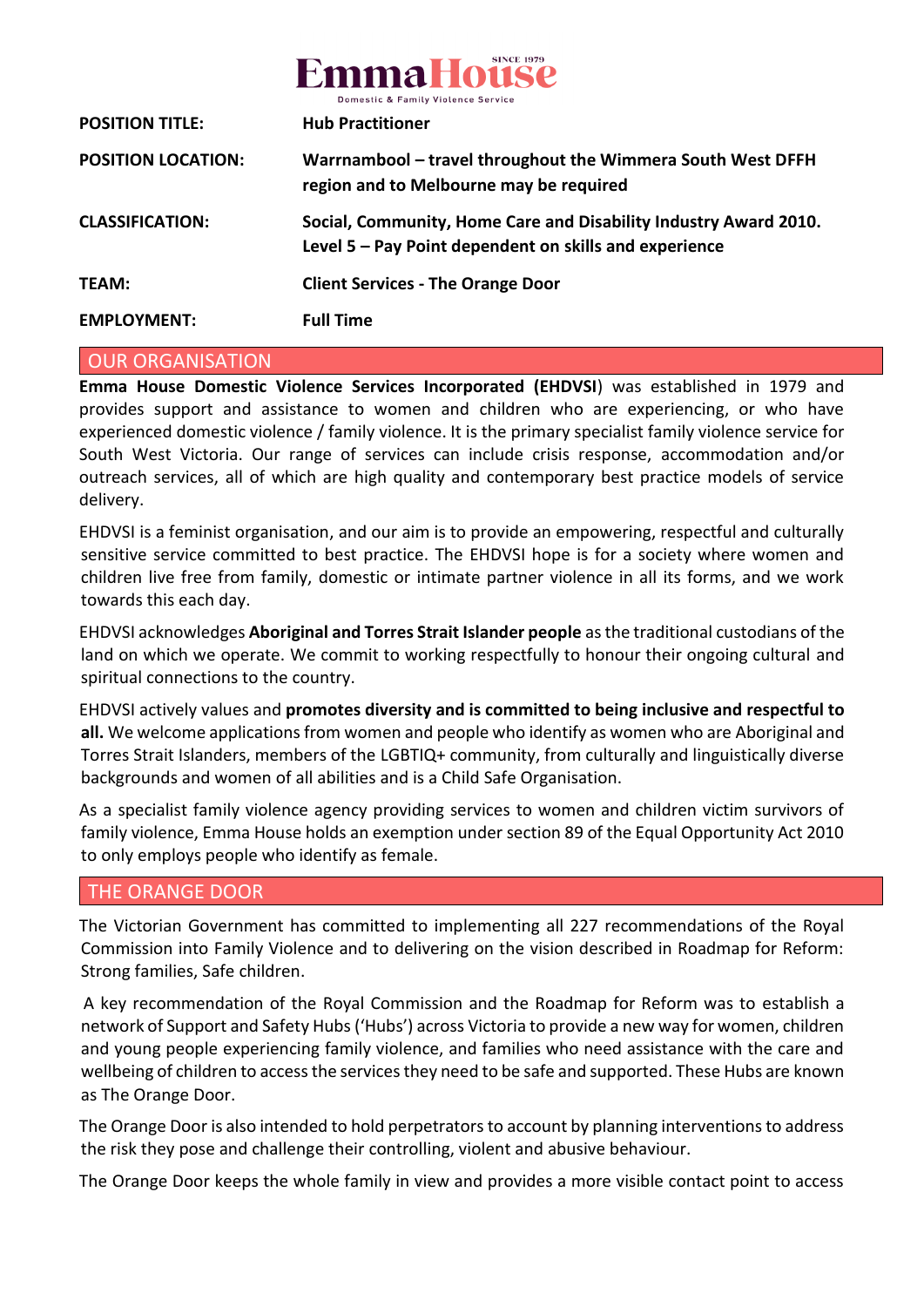EmmaHouse

SINCE 1979

Domestic & Family Violence Service

| | |
|---|---|
| **POSITION TITLE:** | **Hub Practitioner** |
| **POSITION LOCATION:** | **Warrnambool – travel throughout the Wimmera South West DFFH region and to Melbourne may be required** |
| **CLASSIFICATION:** | **Social, Community, Home Care and Disability Industry Award 2010. Level 5 – Pay Point dependent on skills and experience** |
| **TEAM:** | **Client Services - The Orange Door** |
| **EMPLOYMENT:** | **Full Time** |

## OUR ORGANISATION

**Emma House Domestic Violence Services Incorporated (EHDVSI**) was established in 1979 and provides support and assistance to women and children who are experiencing, or who have experienced domestic violence / family violence. It is the primary specialist family violence service for South West Victoria. Our range of services can include crisis response, accommodation and/or outreach services, all of which are high quality and contemporary best practice models of service delivery.

EHDVSI is a feminist organisation, and our aim is to provide an empowering, respectful and culturally sensitive service committed to best practice. The EHDVSI hope is for a society where women and children live free from family, domestic or intimate partner violence in all its forms, and we work towards this each day.

EHDVSI acknowledges **Aboriginal and Torres Strait Islander people** as the traditional custodians of the land on which we operate. We commit to working respectfully to honour their ongoing cultural and spiritual connections to the country.

EHDVSI actively values and **promotes diversity and is committed to being inclusive and respectful to all.** We welcome applications from women and people who identify as women who are Aboriginal and Torres Strait Islanders, members of the LGBTIQ+ community, from culturally and linguistically diverse backgrounds and women of all abilities and is a Child Safe Organisation.

As a specialist family violence agency providing services to women and children victim survivors of family violence, Emma House holds an exemption under section 89 of the Equal Opportunity Act 2010 to only employs people who identify as female.

## THE ORANGE DOOR

The Victorian Government has committed to implementing all 227 recommendations of the Royal Commission into Family Violence and to delivering on the vision described in Roadmap for Reform: Strong families, Safe children.

A key recommendation of the Royal Commission and the Roadmap for Reform was to establish a network of Support and Safety Hubs ('Hubs') across Victoria to provide a new way for women, children and young people experiencing family violence, and families who need assistance with the care and wellbeing of children to access the services they need to be safe and supported. These Hubs are known as The Orange Door.

The Orange Door is also intended to hold perpetrators to account by planning interventions to address the risk they pose and challenge their controlling, violent and abusive behaviour.

The Orange Door keeps the whole family in view and provides a more visible contact point to access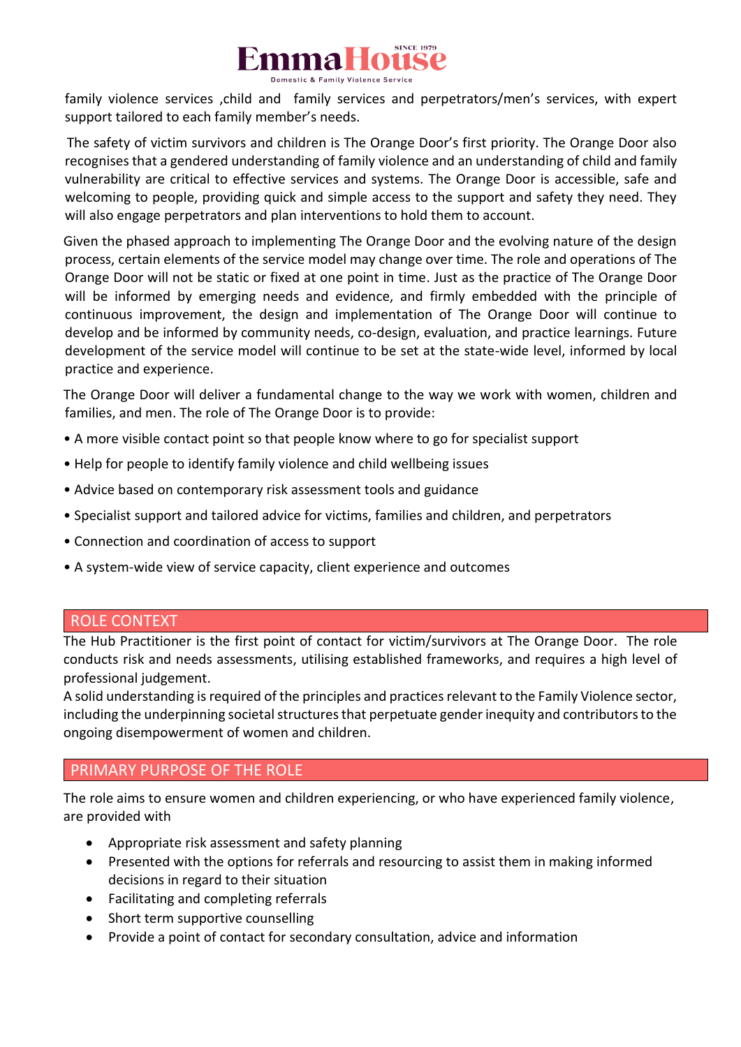family violence services ,child and family services and perpetrators/men's services, with expert support tailored to each family member's needs.

The safety of victim survivors and children is The Orange Door's first priority. The Orange Door also recognises that a gendered understanding of family violence and an understanding of child and family vulnerability are critical to effective services and systems. The Orange Door is accessible, safe and welcoming to people, providing quick and simple access to the support and safety they need. They will also engage perpetrators and plan interventions to hold them to account.

Given the phased approach to implementing The Orange Door and the evolving nature of the design process, certain elements of the service model may change over time. The role and operations of The Orange Door will not be static or fixed at one point in time. Just as the practice of The Orange Door will be informed by emerging needs and evidence, and firmly embedded with the principle of continuous improvement, the design and implementation of The Orange Door will continue to develop and be informed by community needs, co-design, evaluation, and practice learnings. Future development of the service model will continue to be set at the state-wide level, informed by local practice and experience.

The Orange Door will deliver a fundamental change to the way we work with women, children and families, and men. The role of The Orange Door is to provide:

- A more visible contact point so that people know where to go for specialist support
- Help for people to identify family violence and child wellbeing issues
- Advice based on contemporary risk assessment tools and guidance
- Specialist support and tailored advice for victims, families and children, and perpetrators
- Connection and coordination of access to support
- A system-wide view of service capacity, client experience and outcomes

## ROLE CONTEXT

The Hub Practitioner is the first point of contact for victim/survivors at The Orange Door. The role conducts risk and needs assessments, utilising established frameworks, and requires a high level of professional judgement.

A solid understanding is required of the principles and practices relevant to the Family Violence sector, including the underpinning societal structures that perpetuate gender inequity and contributors to the ongoing disempowerment of women and children.

## PRIMARY PURPOSE OF THE ROLE

The role aims to ensure women and children experiencing, or who have experienced family violence, are provided with

- Appropriate risk assessment and safety planning
- Presented with the options for referrals and resourcing to assist them in making informed decisions in regard to their situation
- Facilitating and completing referrals
- Short term supportive counselling
- Provide a point of contact for secondary consultation, advice and information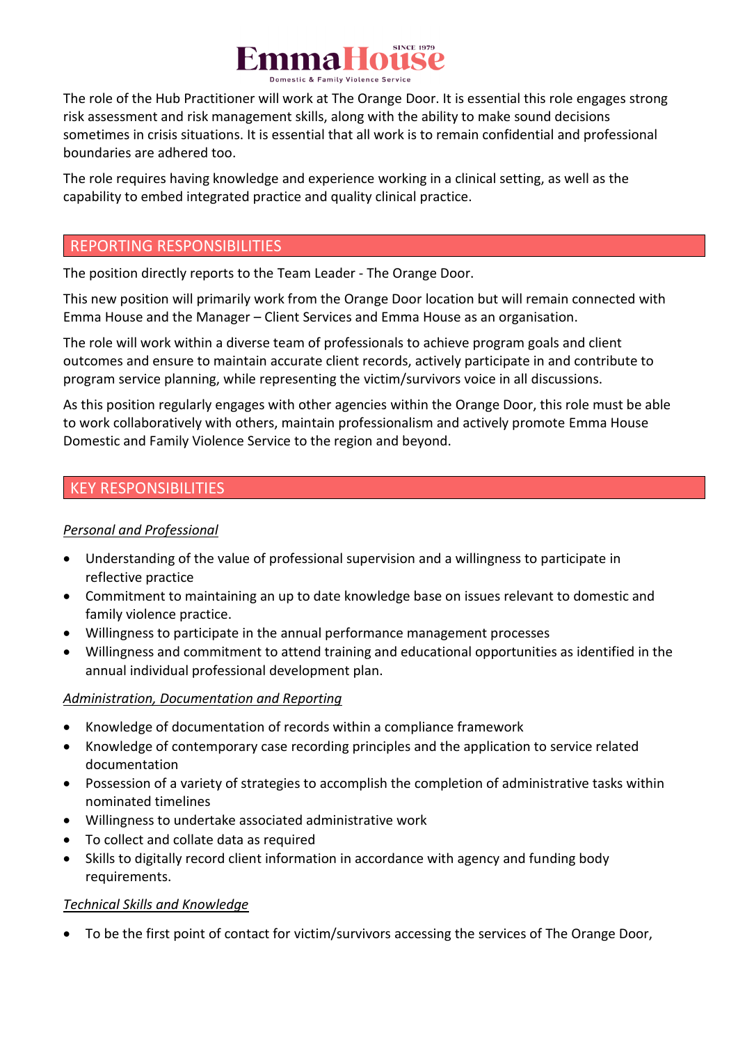The role of the Hub Practitioner will work at The Orange Door. It is essential this role engages strong risk assessment and risk management skills, along with the ability to make sound decisions sometimes in crisis situations. It is essential that all work is to remain confidential and professional boundaries are adhered too.

The role requires having knowledge and experience working in a clinical setting, as well as the capability to embed integrated practice and quality clinical practice.

## REPORTING RESPONSIBILITIES

The position directly reports to the Team Leader - The Orange Door.

This new position will primarily work from the Orange Door location but will remain connected with Emma House and the Manager – Client Services and Emma House as an organisation.

The role will work within a diverse team of professionals to achieve program goals and client outcomes and ensure to maintain accurate client records, actively participate in and contribute to program service planning, while representing the victim/survivors voice in all discussions.

As this position regularly engages with other agencies within the Orange Door, this role must be able to work collaboratively with others, maintain professionalism and actively promote Emma House Domestic and Family Violence Service to the region and beyond.

## KEY RESPONSIBILITIES

*Personal and Professional*

- Understanding of the value of professional supervision and a willingness to participate in reflective practice
- Commitment to maintaining an up to date knowledge base on issues relevant to domestic and family violence practice.
- Willingness to participate in the annual performance management processes
- Willingness and commitment to attend training and educational opportunities as identified in the annual individual professional development plan.

*Administration, Documentation and Reporting*

- Knowledge of documentation of records within a compliance framework
- Knowledge of contemporary case recording principles and the application to service related documentation
- Possession of a variety of strategies to accomplish the completion of administrative tasks within nominated timelines
- Willingness to undertake associated administrative work
- To collect and collate data as required
- Skills to digitally record client information in accordance with agency and funding body requirements.

*Technical Skills and Knowledge*

- To be the first point of contact for victim/survivors accessing the services of The Orange Door,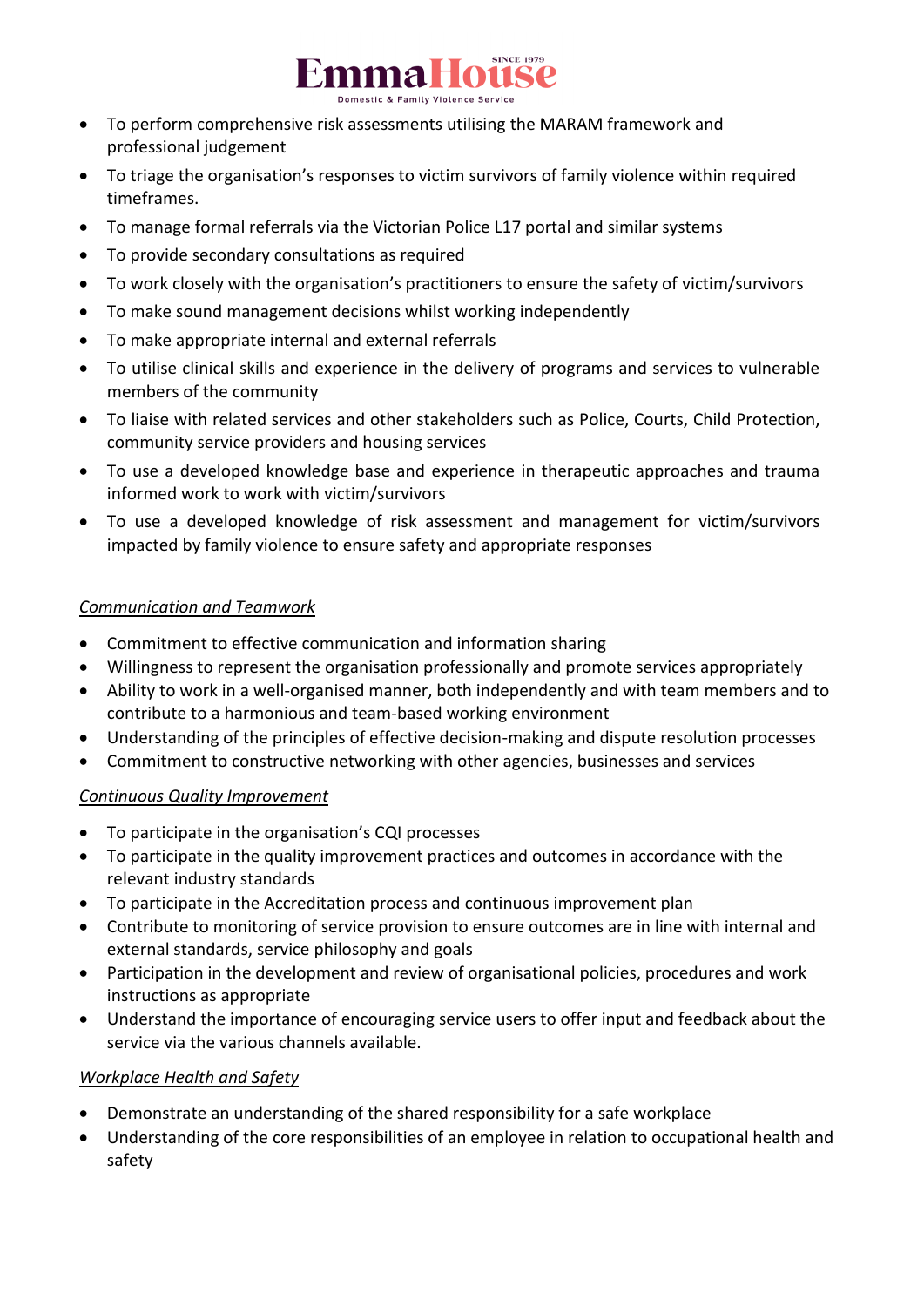- To perform comprehensive risk assessments utilising the MARAM framework and professional judgement
- To triage the organisation's responses to victim survivors of family violence within required timeframes.
- To manage formal referrals via the Victorian Police L17 portal and similar systems
- To provide secondary consultations as required
- To work closely with the organisation's practitioners to ensure the safety of victim/survivors
- To make sound management decisions whilst working independently
- To make appropriate internal and external referrals
- To utilise clinical skills and experience in the delivery of programs and services to vulnerable members of the community
- To liaise with related services and other stakeholders such as Police, Courts, Child Protection, community service providers and housing services
- To use a developed knowledge base and experience in therapeutic approaches and trauma informed work to work with victim/survivors
- To use a developed knowledge of risk assessment and management for victim/survivors impacted by family violence to ensure safety and appropriate responses

*Communication and Teamwork*

- Commitment to effective communication and information sharing
- Willingness to represent the organisation professionally and promote services appropriately
- Ability to work in a well-organised manner, both independently and with team members and to contribute to a harmonious and team-based working environment
- Understanding of the principles of effective decision-making and dispute resolution processes
- Commitment to constructive networking with other agencies, businesses and services

*Continuous Quality Improvement*

- To participate in the organisation's CQI processes
- To participate in the quality improvement practices and outcomes in accordance with the relevant industry standards
- To participate in the Accreditation process and continuous improvement plan
- Contribute to monitoring of service provision to ensure outcomes are in line with internal and external standards, service philosophy and goals
- Participation in the development and review of organisational policies, procedures and work instructions as appropriate
- Understand the importance of encouraging service users to offer input and feedback about the service via the various channels available.

*Workplace Health and Safety*

- Demonstrate an understanding of the shared responsibility for a safe workplace
- Understanding of the core responsibilities of an employee in relation to occupational health and safety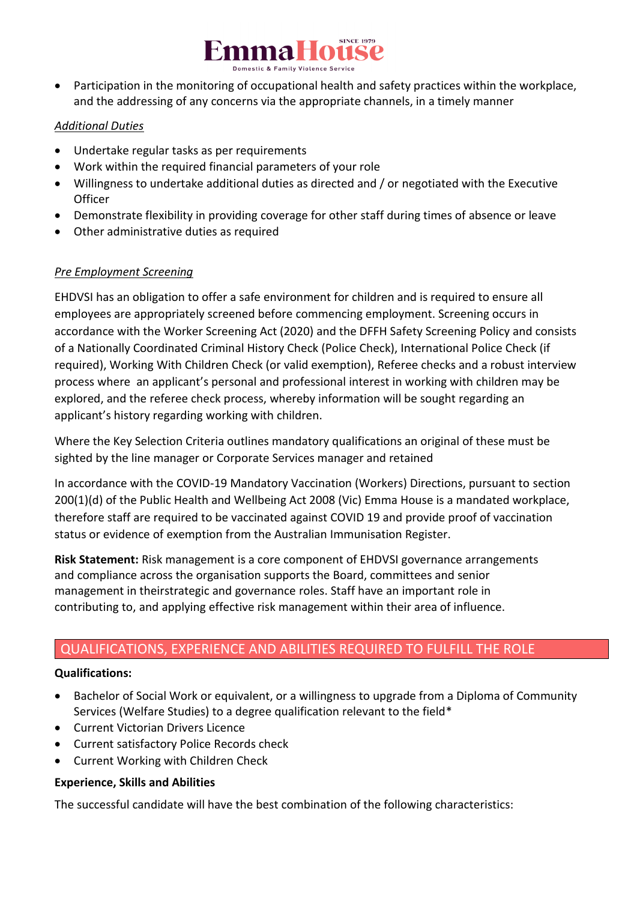- Participation in the monitoring of occupational health and safety practices within the workplace, and the addressing of any concerns via the appropriate channels, in a timely manner

*Additional Duties*

- Undertake regular tasks as per requirements
- Work within the required financial parameters of your role
- Willingness to undertake additional duties as directed and / or negotiated with the Executive Officer
- Demonstrate flexibility in providing coverage for other staff during times of absence or leave
- Other administrative duties as required

*Pre Employment Screening*

EHDVSI has an obligation to offer a safe environment for children and is required to ensure all employees are appropriately screened before commencing employment. Screening occurs in accordance with the Worker Screening Act (2020) and the DFFH Safety Screening Policy and consists of a Nationally Coordinated Criminal History Check (Police Check), International Police Check (if required), Working With Children Check (or valid exemption), Referee checks and a robust interview process where an applicant's personal and professional interest in working with children may be explored, and the referee check process, whereby information will be sought regarding an applicant's history regarding working with children.

Where the Key Selection Criteria outlines mandatory qualifications an original of these must be sighted by the line manager or Corporate Services manager and retained

In accordance with the COVID-19 Mandatory Vaccination (Workers) Directions, pursuant to section 200(1)(d) of the Public Health and Wellbeing Act 2008 (Vic) Emma House is a mandated workplace, therefore staff are required to be vaccinated against COVID 19 and provide proof of vaccination status or evidence of exemption from the Australian Immunisation Register.

**Risk Statement:** Risk management is a core component of EHDVSI governance arrangements and compliance across the organisation supports the Board, committees and senior management in theirstrategic and governance roles. Staff have an important role in contributing to, and applying effective risk management within their area of influence.

## QUALIFICATIONS, EXPERIENCE AND ABILITIES REQUIRED TO FULFILL THE ROLE

**Qualifications:**

- Bachelor of Social Work or equivalent, or a willingness to upgrade from a Diploma of Community Services (Welfare Studies) to a degree qualification relevant to the field*
- Current Victorian Drivers Licence
- Current satisfactory Police Records check
- Current Working with Children Check

**Experience, Skills and Abilities**

The successful candidate will have the best combination of the following characteristics: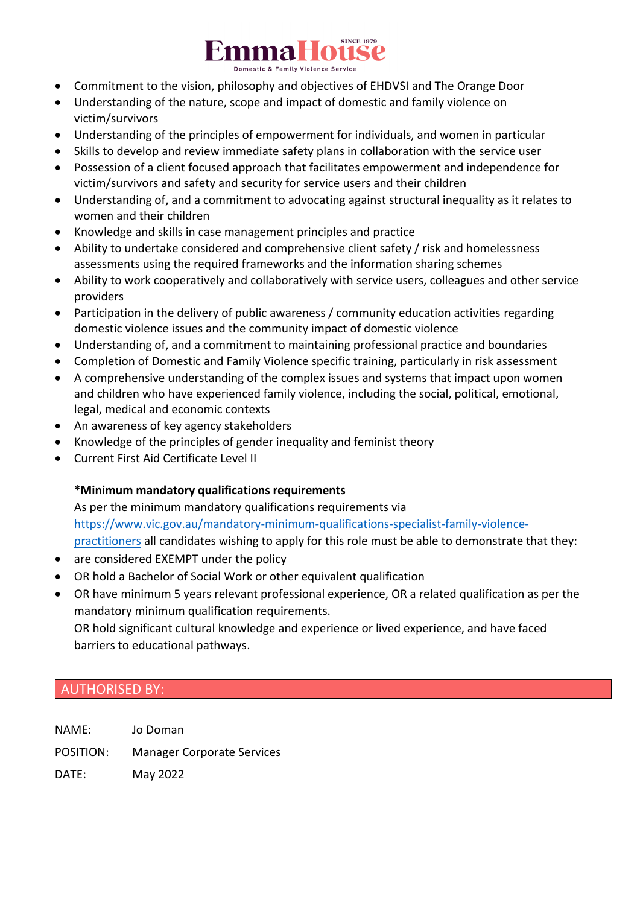- Commitment to the vision, philosophy and objectives of EHDVSI and The Orange Door
- Understanding of the nature, scope and impact of domestic and family violence on victim/survivors
- Understanding of the principles of empowerment for individuals, and women in particular
- Skills to develop and review immediate safety plans in collaboration with the service user
- Possession of a client focused approach that facilitates empowerment and independence for victim/survivors and safety and security for service users and their children
- Understanding of, and a commitment to advocating against structural inequality as it relates to women and their children
- Knowledge and skills in case management principles and practice
- Ability to undertake considered and comprehensive client safety / risk and homelessness assessments using the required frameworks and the information sharing schemes
- Ability to work cooperatively and collaboratively with service users, colleagues and other service providers
- Participation in the delivery of public awareness / community education activities regarding domestic violence issues and the community impact of domestic violence
- Understanding of, and a commitment to maintaining professional practice and boundaries
- Completion of Domestic and Family Violence specific training, particularly in risk assessment
- A comprehensive understanding of the complex issues and systems that impact upon women and children who have experienced family violence, including the social, political, emotional, legal, medical and economic contexts
- An awareness of key agency stakeholders
- Knowledge of the principles of gender inequality and feminist theory
- Current First Aid Certificate Level II

**\*Minimum mandatory qualifications requirements**

As per the minimum mandatory qualifications requirements via [https://www.vic.gov.au/mandatory-minimum-qualifications-specialist-family-violence-practitioners](https://www.vic.gov.au/mandatory-minimum-qualifications-specialist-family-violence-practitioners) all candidates wishing to apply for this role must be able to demonstrate that they:

- are considered EXEMPT under the policy
- OR hold a Bachelor of Social Work or other equivalent qualification
- OR have minimum 5 years relevant professional experience, OR a related qualification as per the mandatory minimum qualification requirements.
  OR hold significant cultural knowledge and experience or lived experience, and have faced barriers to educational pathways.

## AUTHORISED BY:

NAME: Jo Doman

POSITION: Manager Corporate Services

DATE: May 2022